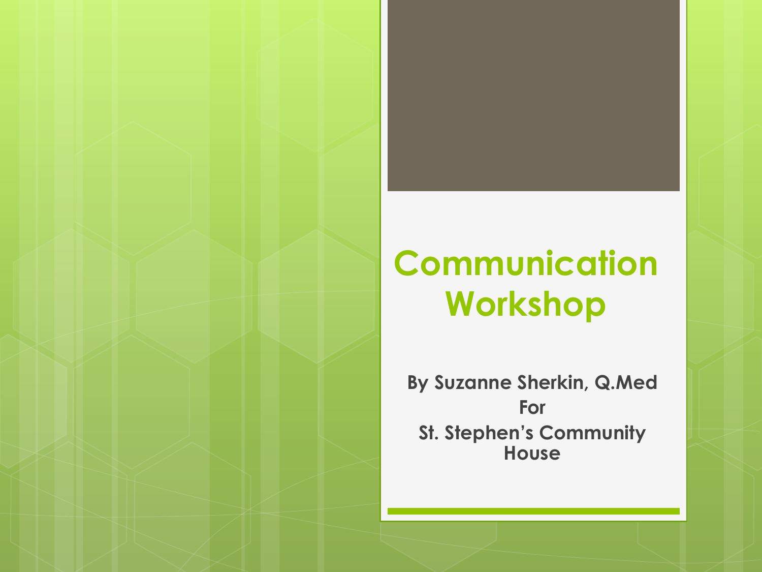# Communication Workshop

**By Suzanne Sherkin, Q.Med**
**For**
**St. Stephen's Community House**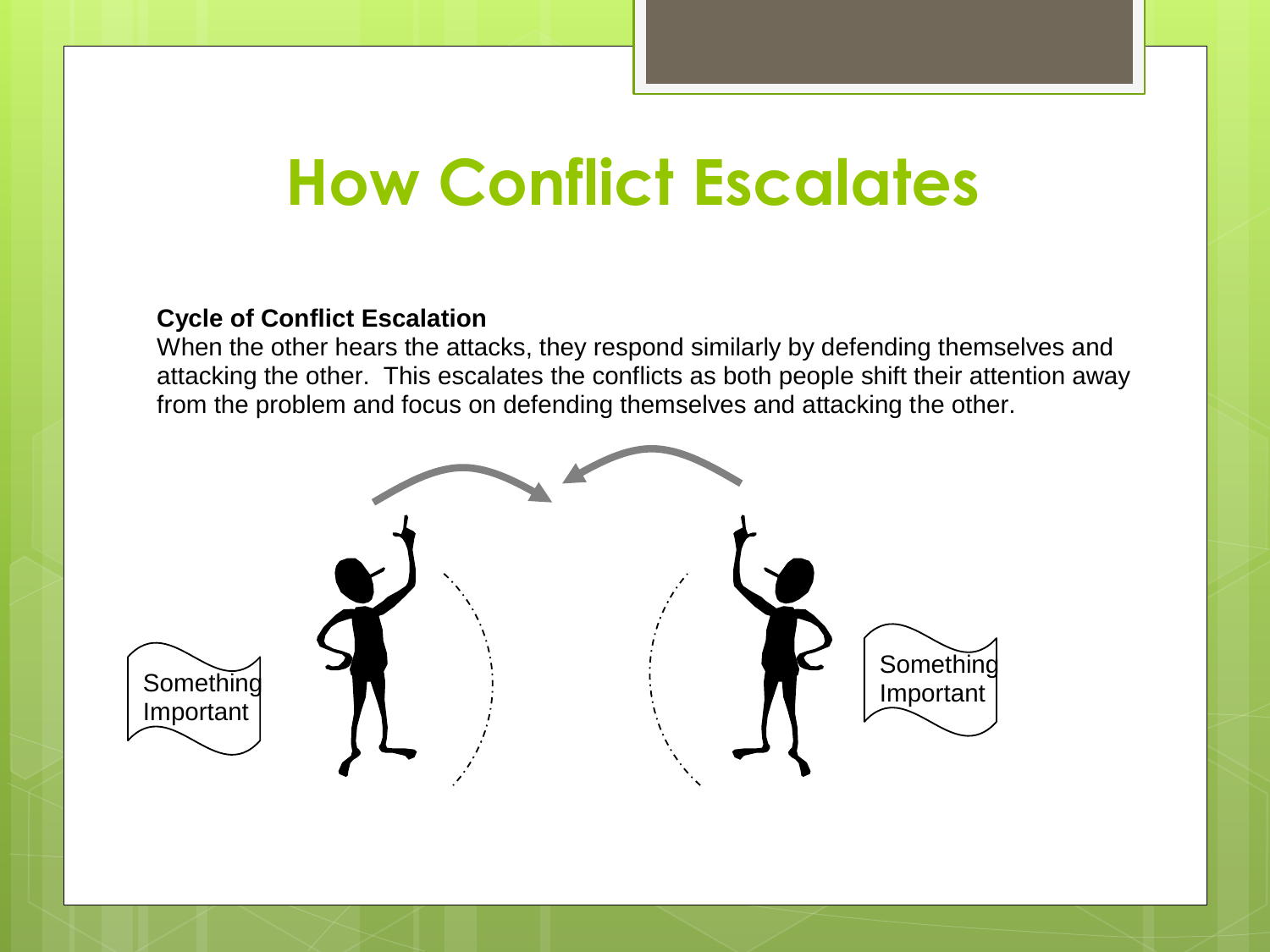# How Conflict Escalates

**Cycle of Conflict Escalation**

When the other hears the attacks, they respond similarly by defending themselves and attacking the other. This escalates the conflicts as both people shift their attention away from the problem and focus on defending themselves and attacking the other.

Something Important

Something Important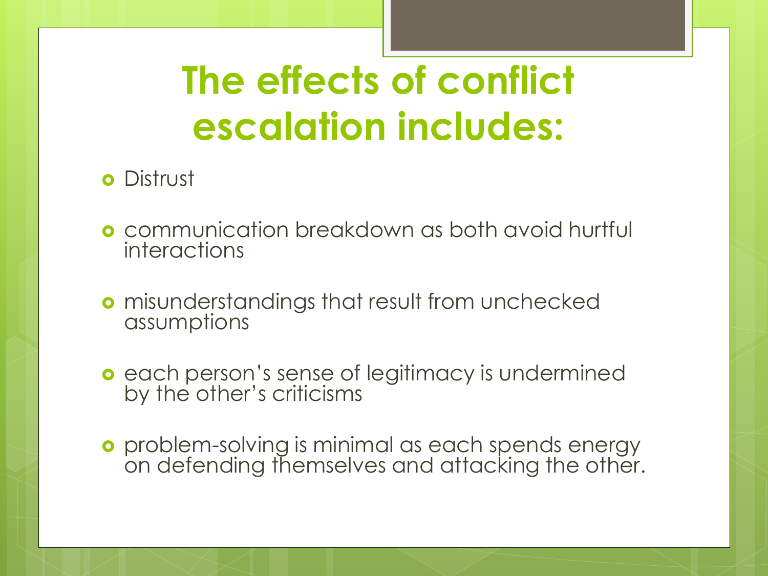# The effects of conflict escalation includes:

- Distrust
- communication breakdown as both avoid hurtful interactions
- misunderstandings that result from unchecked assumptions
- each person's sense of legitimacy is undermined by the other's criticisms
- problem-solving is minimal as each spends energy on defending themselves and attacking the other.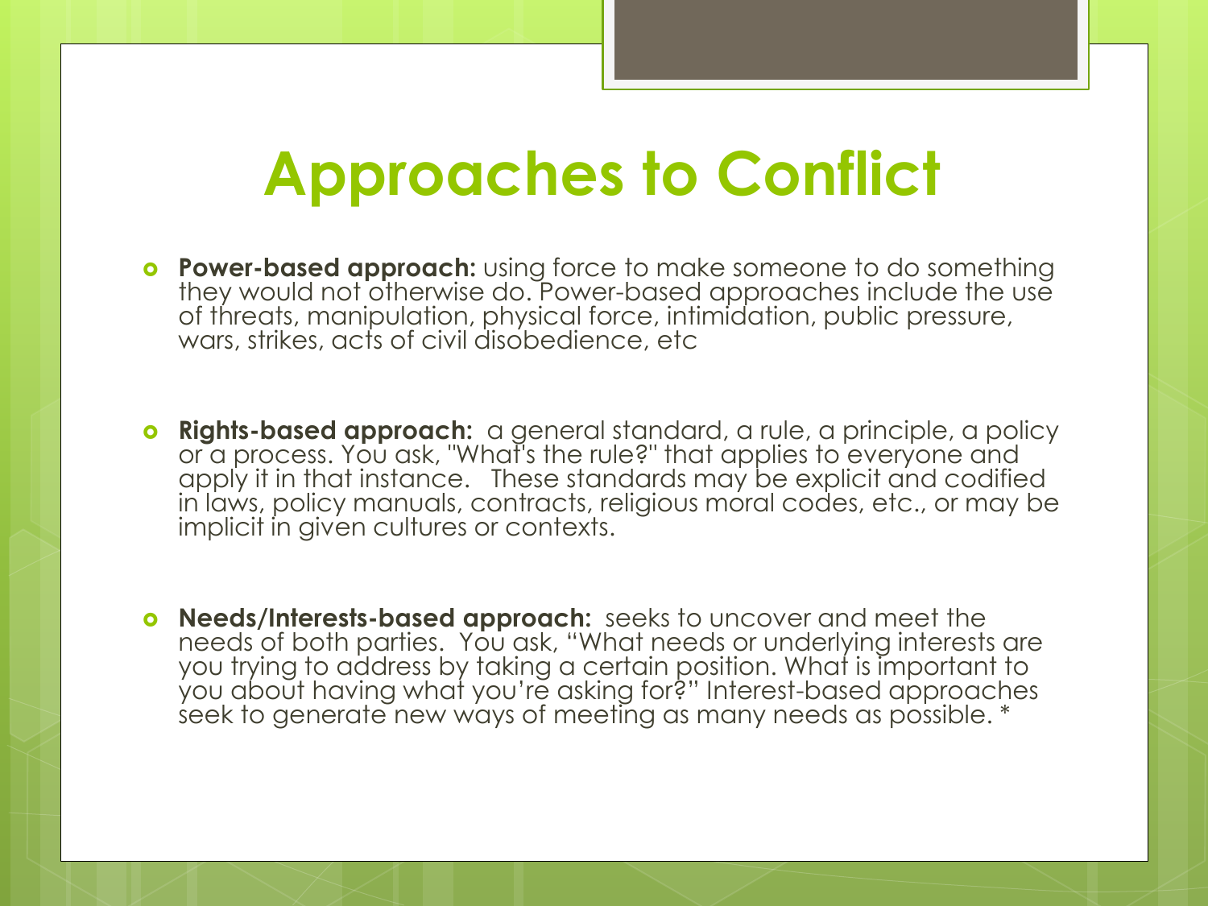# Approaches to Conflict

- **Power-based approach:** using force to make someone to do something they would not otherwise do. Power-based approaches include the use of threats, manipulation, physical force, intimidation, public pressure, wars, strikes, acts of civil disobedience, etc

- **Rights-based approach:** a general standard, a rule, a principle, a policy or a process. You ask, "What's the rule?" that applies to everyone and apply it in that instance. These standards may be explicit and codified in laws, policy manuals, contracts, religious moral codes, etc., or may be implicit in given cultures or contexts.

- **Needs/Interests-based approach:** seeks to uncover and meet the needs of both parties. You ask, "What needs or underlying interests are you trying to address by taking a certain position. What is important to you about having what you're asking for?" Interest-based approaches seek to generate new ways of meeting as many needs as possible. *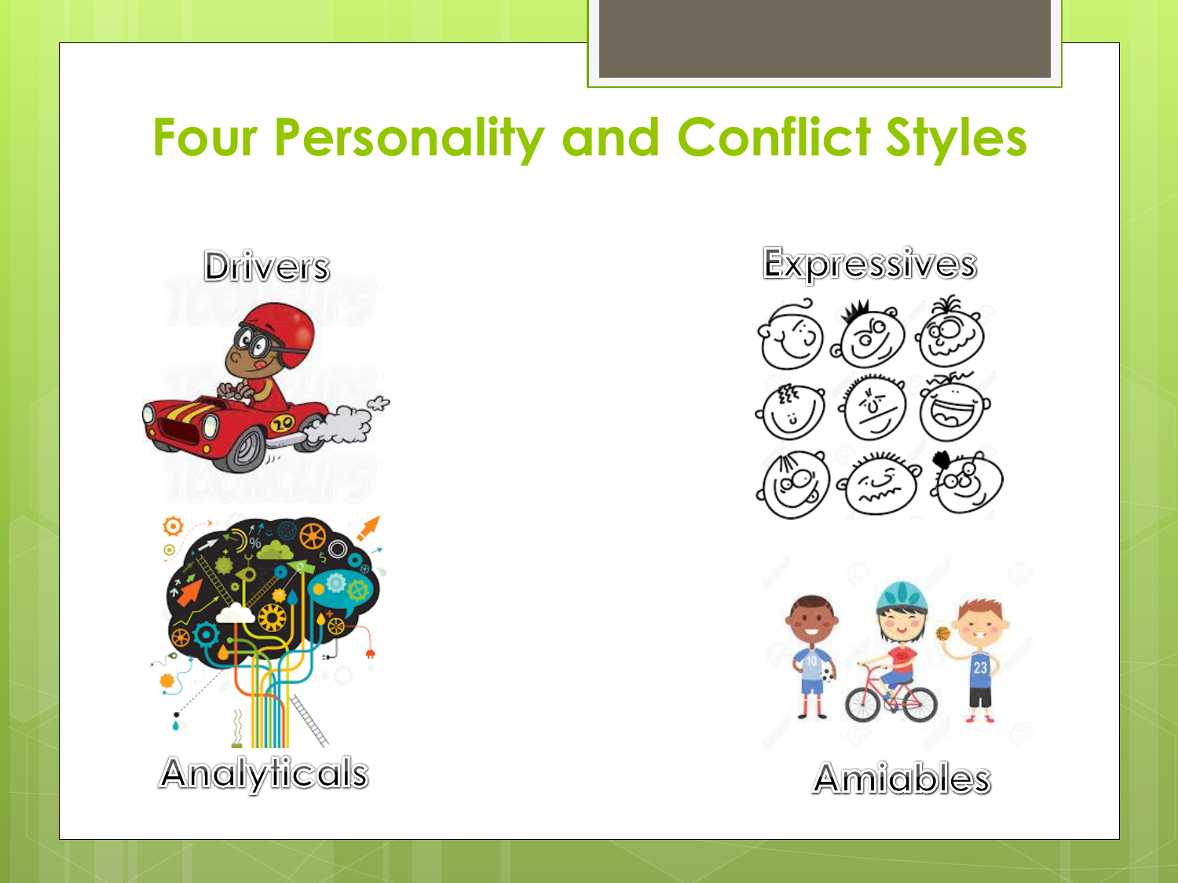# Four Personality and Conflict Styles

Drivers

Expressives

Analyticals

Amiables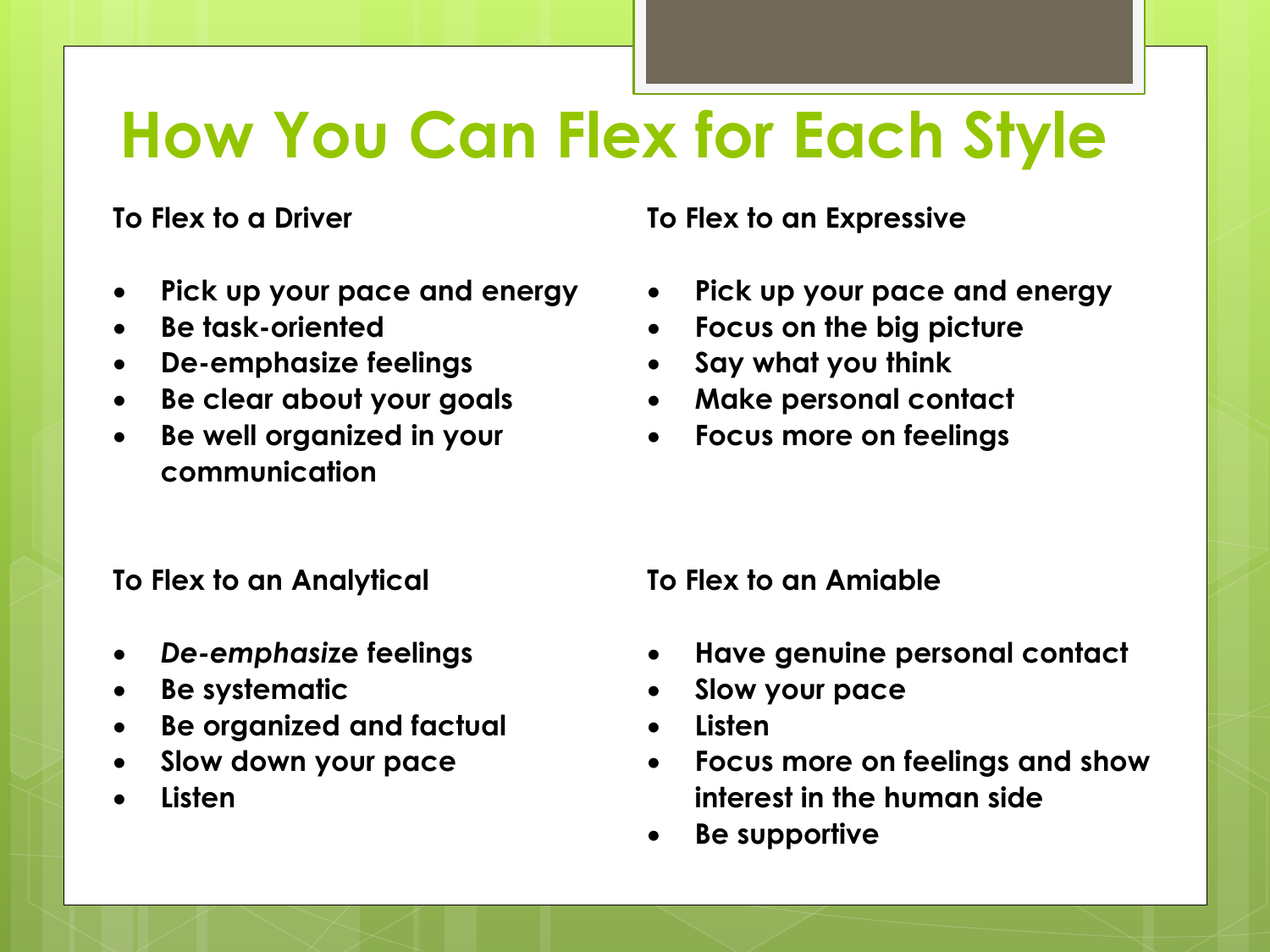# How You Can Flex for Each Style

**To Flex to a Driver**

- **Pick up your pace and energy**
- **Be task-oriented**
- **De-emphasize feelings**
- **Be clear about your goals**
- **Be well organized in your communication**

**To Flex to an Expressive**

- **Pick up your pace and energy**
- **Focus on the big picture**
- **Say what you think**
- **Make personal contact**
- **Focus more on feelings**

**To Flex to an Analytical**

- ***De-emphasize* feelings**
- **Be systematic**
- **Be organized and factual**
- **Slow down your pace**
- **Listen**

**To Flex to an Amiable**

- **Have genuine personal contact**
- **Slow your pace**
- **Listen**
- **Focus more on feelings and show interest in the human side**
- **Be supportive**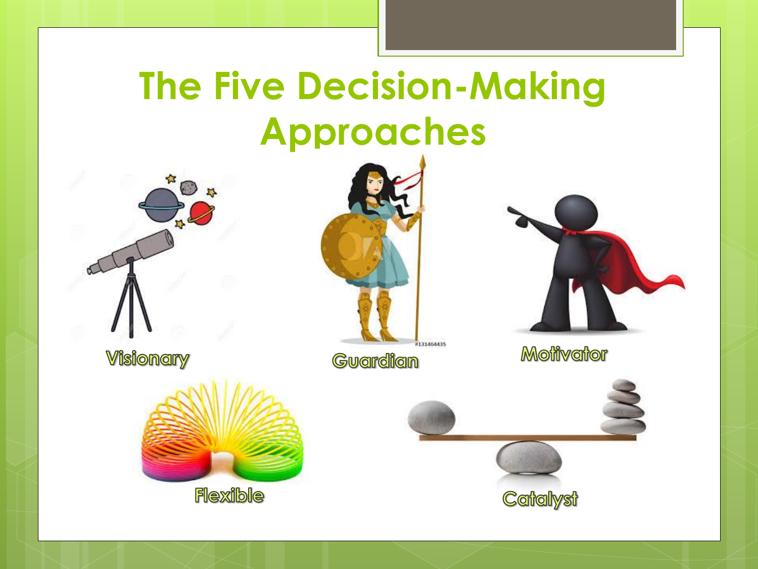# The Five Decision-Making Approaches

Visionary

Guardian

Motivator

Flexible

Catalyst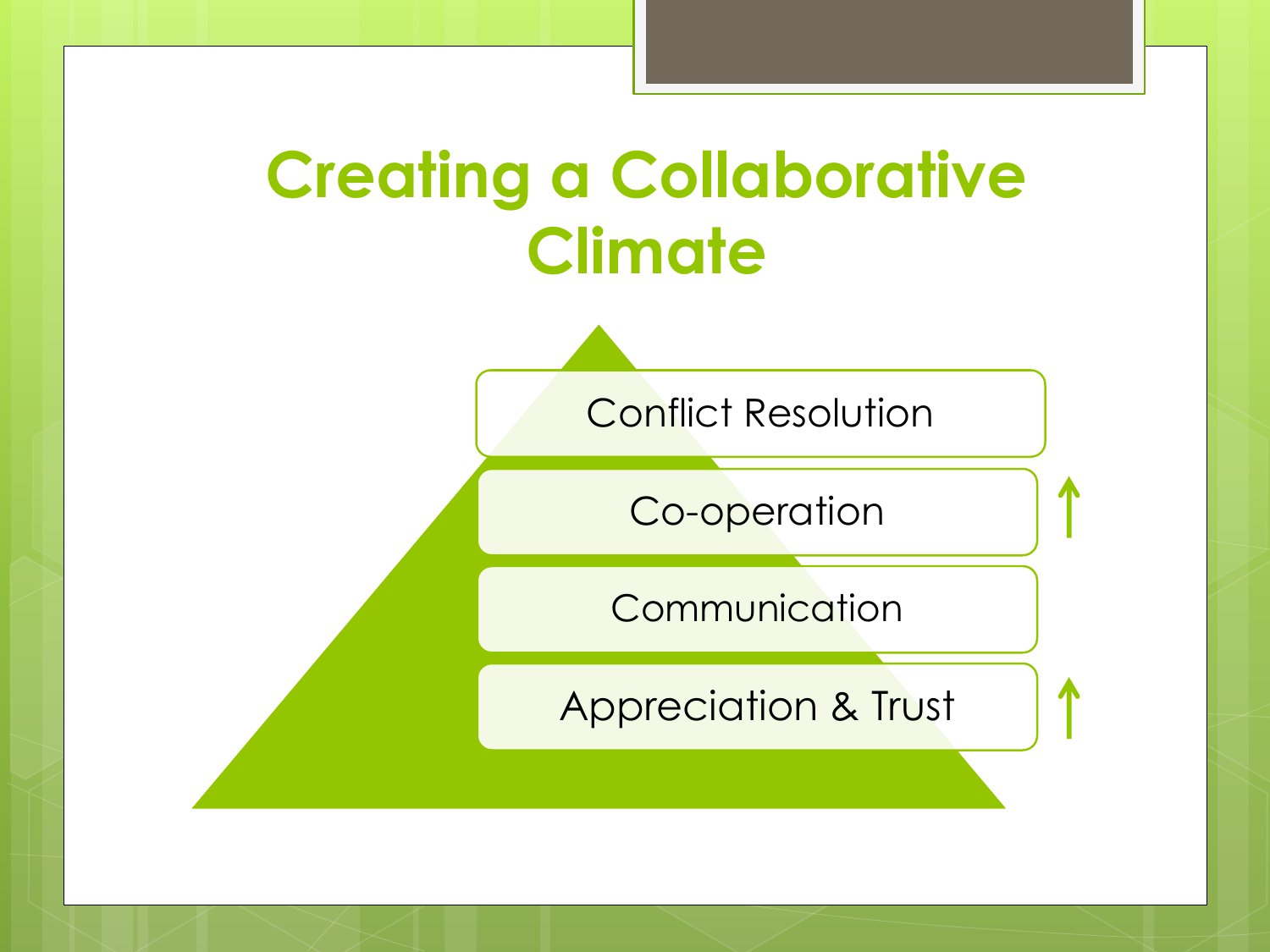# Creating a Collaborative Climate

- Conflict Resolution
- Co-operation ↑
- Communication
- Appreciation & Trust ↑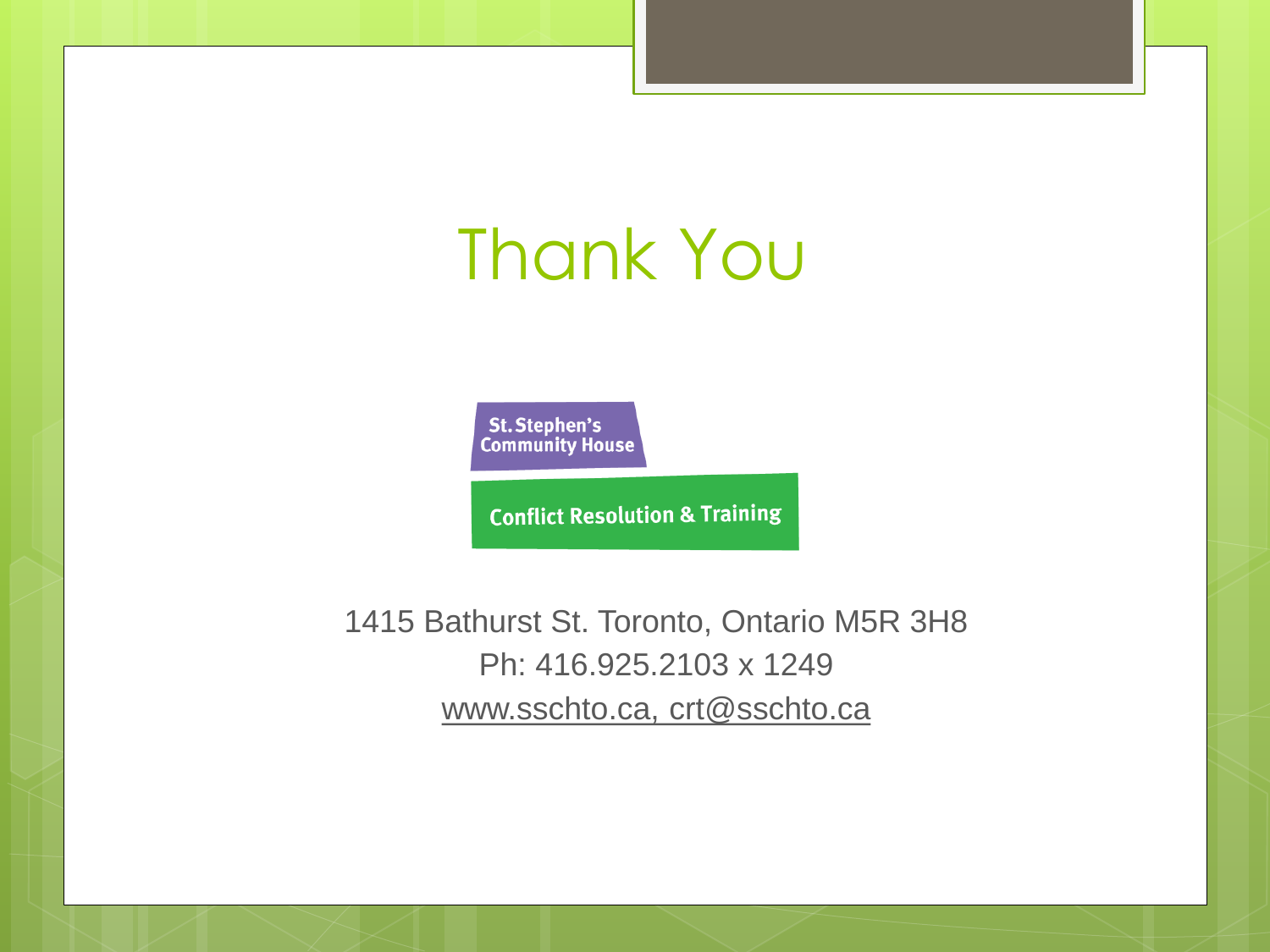# Thank You

St. Stephen's Community House

Conflict Resolution & Training

1415 Bathurst St. Toronto, Ontario M5R 3H8

Ph: 416.925.2103 x 1249

www.sschto.ca, crt@sschto.ca